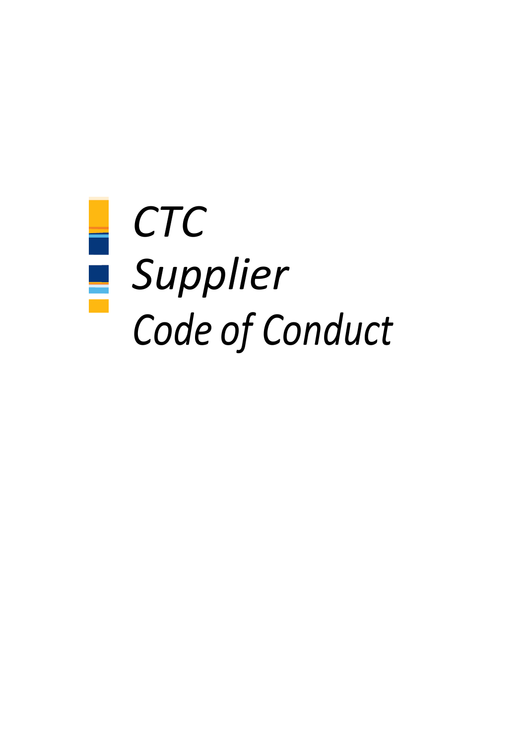# *CTC Supplier Code of Conduct*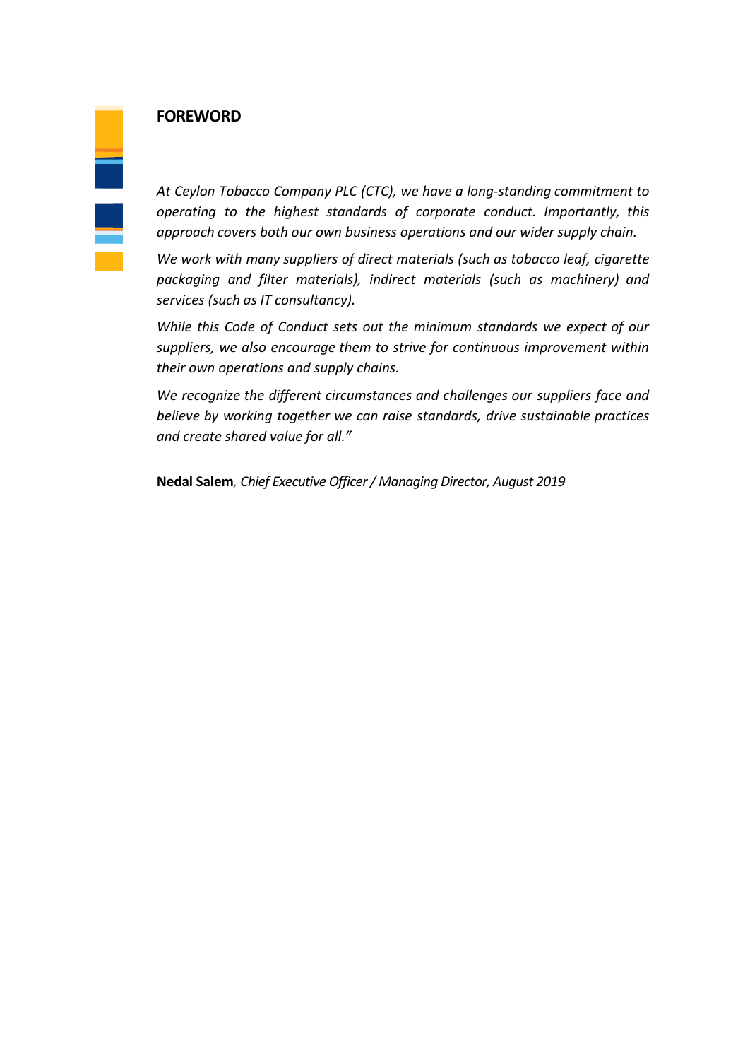## FOREWORD

*At Ceylon Tobacco Company PLC (CTC), we have a long-standing commitment to operating to the highest standards of corporate conduct. Importantly, this approach covers both our own business operations and our wider supply chain.*

*We work with many suppliers of direct materials (such as tobacco leaf, cigarette packaging and filter materials), indirect materials (such as machinery) and services (such as IT consultancy).*

*While this Code of Conduct sets out the minimum standards we expect of our suppliers, we also encourage them to strive for continuous improvement within their own operations and supply chains.*

*We recognize the different circumstances and challenges our suppliers face and believe by working together we can raise standards, drive sustainable practices and create shared value for all."*

**Nedal Salem**, *Chief Executive Officer / Managing Director, August 2019*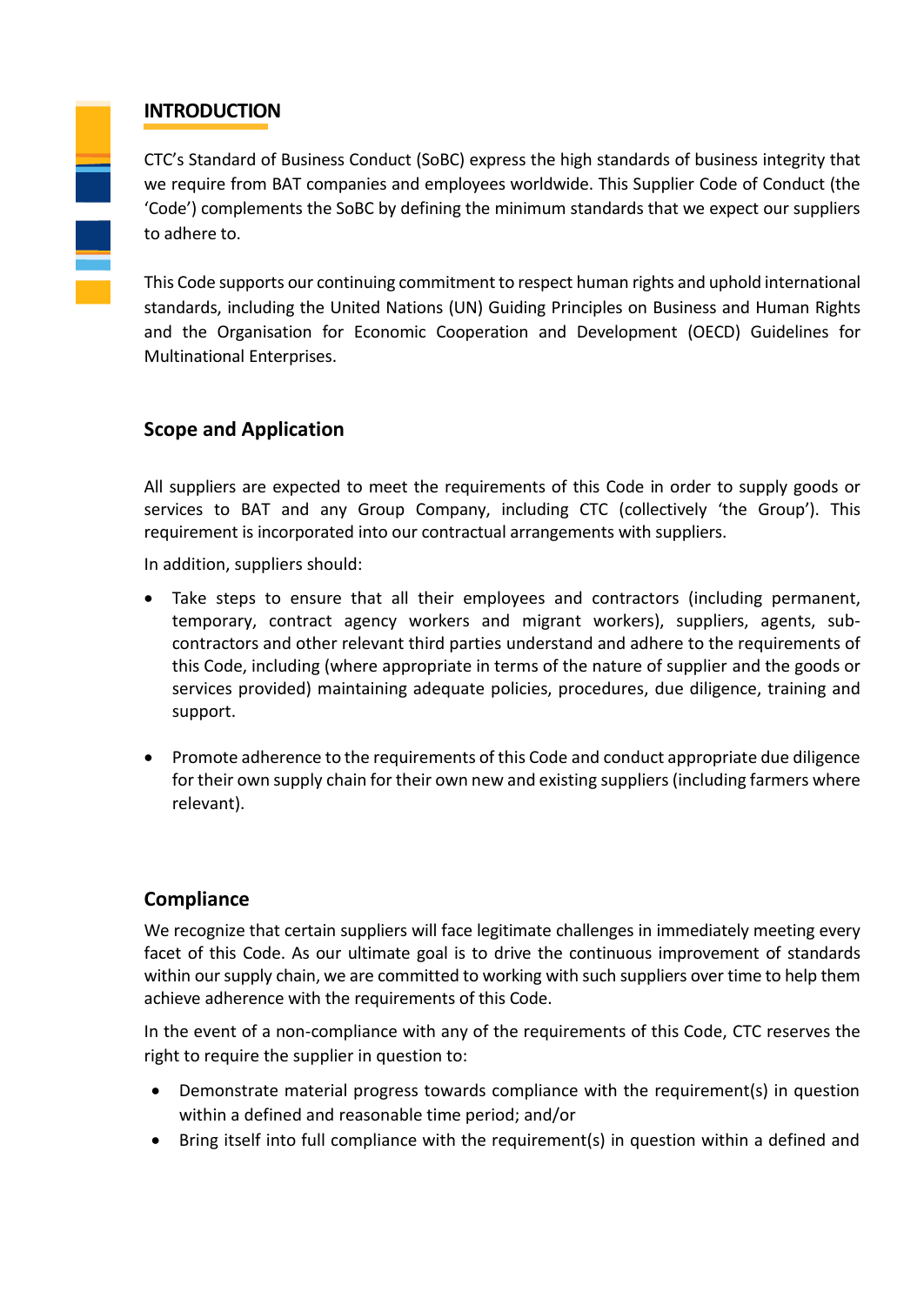# INTRODUCTION

CTC's Standard of Business Conduct (SoBC) express the high standards of business integrity that we require from BAT companies and employees worldwide. This Supplier Code of Conduct (the 'Code') complements the SoBC by defining the minimum standards that we expect our suppliers to adhere to.

This Code supports our continuing commitment to respect human rights and uphold international standards, including the United Nations (UN) Guiding Principles on Business and Human Rights and the Organisation for Economic Cooperation and Development (OECD) Guidelines for Multinational Enterprises.

## Scope and Application

All suppliers are expected to meet the requirements of this Code in order to supply goods or services to BAT and any Group Company, including CTC (collectively 'the Group'). This requirement is incorporated into our contractual arrangements with suppliers.

In addition, suppliers should:

- Take steps to ensure that all their employees and contractors (including permanent, temporary, contract agency workers and migrant workers), suppliers, agents, sub-contractors and other relevant third parties understand and adhere to the requirements of this Code, including (where appropriate in terms of the nature of supplier and the goods or services provided) maintaining adequate policies, procedures, due diligence, training and support.
- Promote adherence to the requirements of this Code and conduct appropriate due diligence for their own supply chain for their own new and existing suppliers (including farmers where relevant).

## Compliance

We recognize that certain suppliers will face legitimate challenges in immediately meeting every facet of this Code. As our ultimate goal is to drive the continuous improvement of standards within our supply chain, we are committed to working with such suppliers over time to help them achieve adherence with the requirements of this Code.

In the event of a non-compliance with any of the requirements of this Code, CTC reserves the right to require the supplier in question to:

- Demonstrate material progress towards compliance with the requirement(s) in question within a defined and reasonable time period; and/or
- Bring itself into full compliance with the requirement(s) in question within a defined and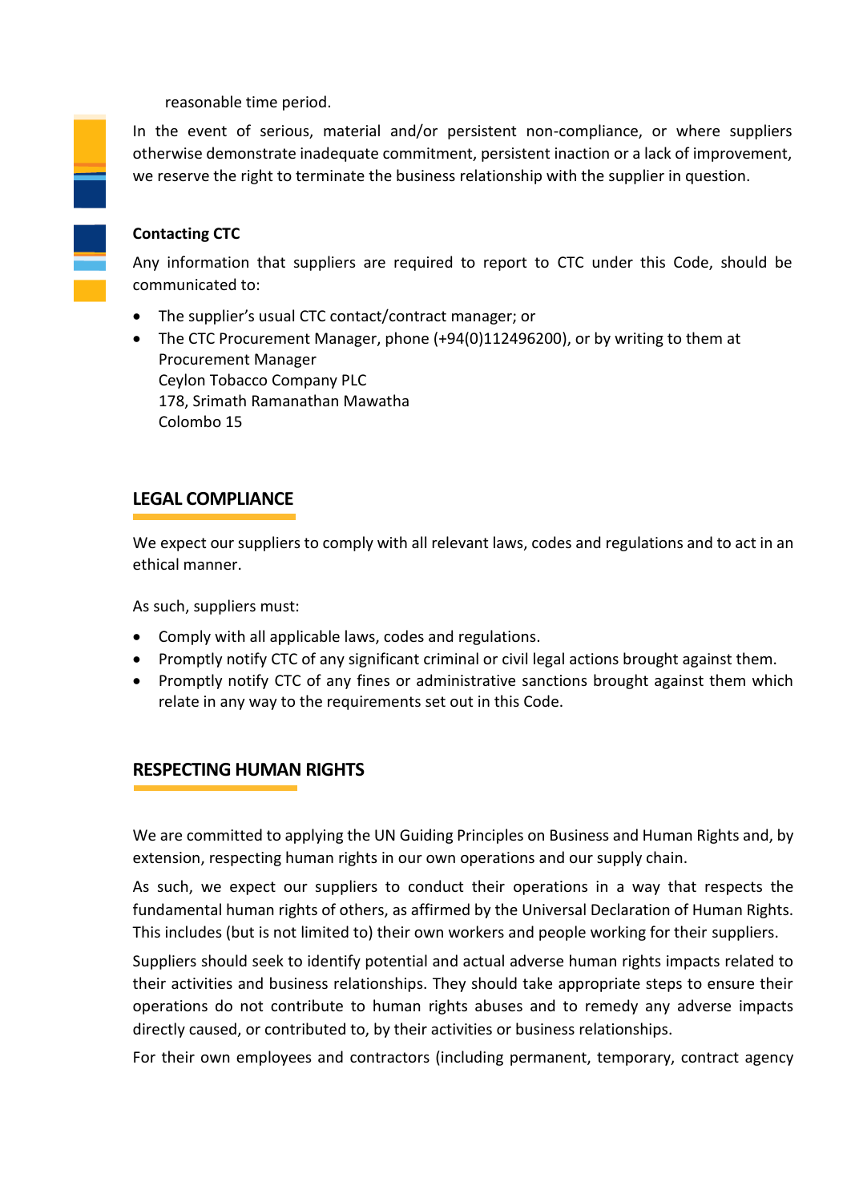reasonable time period.

In the event of serious, material and/or persistent non-compliance, or where suppliers otherwise demonstrate inadequate commitment, persistent inaction or a lack of improvement, we reserve the right to terminate the business relationship with the supplier in question.

**Contacting CTC**

Any information that suppliers are required to report to CTC under this Code, should be communicated to:

- The supplier's usual CTC contact/contract manager; or
- The CTC Procurement Manager, phone (+94(0)112496200), or by writing to them at
  Procurement Manager
  Ceylon Tobacco Company PLC
  178, Srimath Ramanathan Mawatha
  Colombo 15

## LEGAL COMPLIANCE

We expect our suppliers to comply with all relevant laws, codes and regulations and to act in an ethical manner.

As such, suppliers must:

- Comply with all applicable laws, codes and regulations.
- Promptly notify CTC of any significant criminal or civil legal actions brought against them.
- Promptly notify CTC of any fines or administrative sanctions brought against them which relate in any way to the requirements set out in this Code.

## RESPECTING HUMAN RIGHTS

We are committed to applying the UN Guiding Principles on Business and Human Rights and, by extension, respecting human rights in our own operations and our supply chain.

As such, we expect our suppliers to conduct their operations in a way that respects the fundamental human rights of others, as affirmed by the Universal Declaration of Human Rights. This includes (but is not limited to) their own workers and people working for their suppliers.

Suppliers should seek to identify potential and actual adverse human rights impacts related to their activities and business relationships. They should take appropriate steps to ensure their operations do not contribute to human rights abuses and to remedy any adverse impacts directly caused, or contributed to, by their activities or business relationships.

For their own employees and contractors (including permanent, temporary, contract agency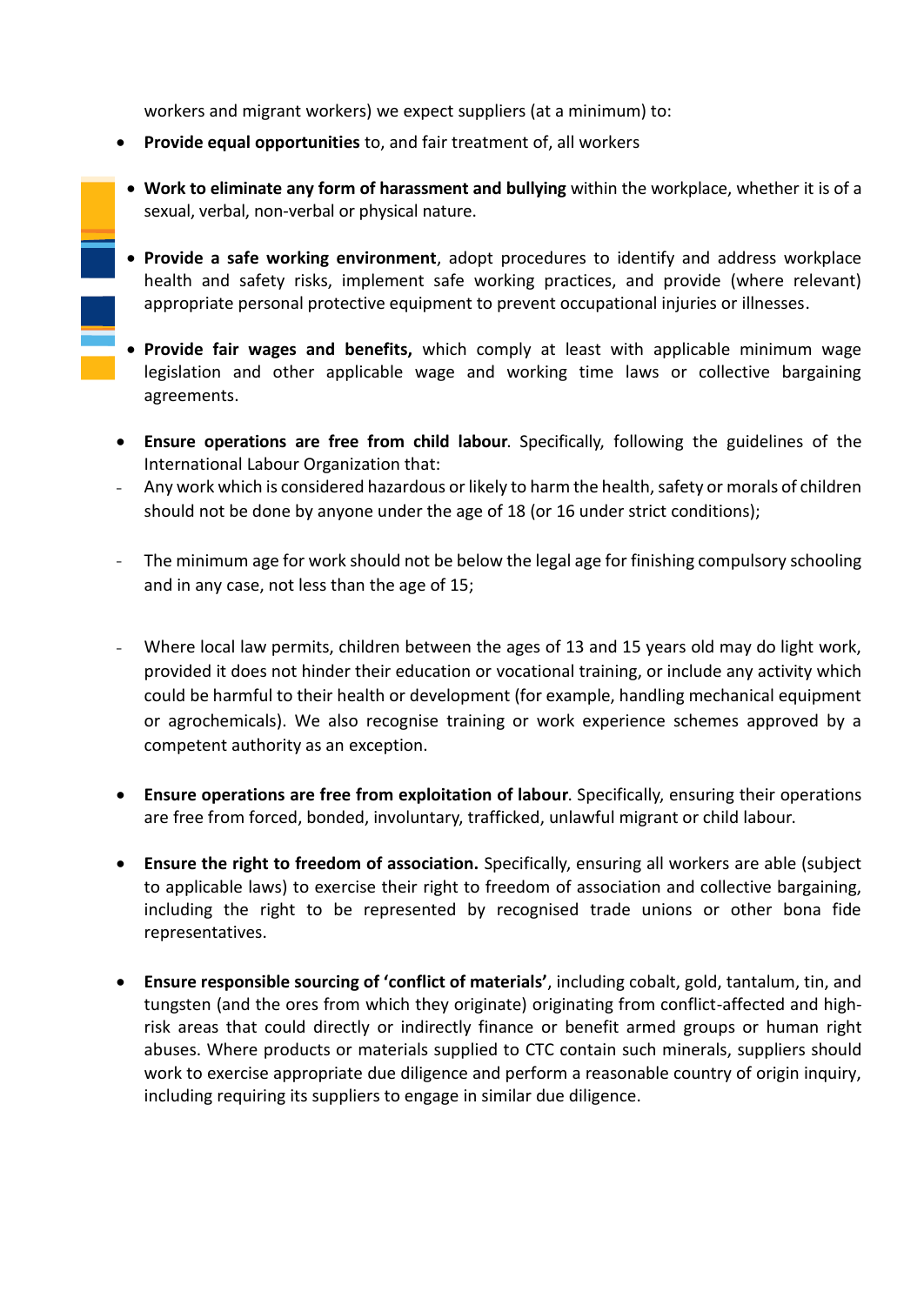workers and migrant workers) we expect suppliers (at a minimum) to:

- **Provide equal opportunities** to, and fair treatment of, all workers
- **Work to eliminate any form of harassment and bullying** within the workplace, whether it is of a sexual, verbal, non-verbal or physical nature.
- **Provide a safe working environment**, adopt procedures to identify and address workplace health and safety risks, implement safe working practices, and provide (where relevant) appropriate personal protective equipment to prevent occupational injuries or illnesses.
- **Provide fair wages and benefits,** which comply at least with applicable minimum wage legislation and other applicable wage and working time laws or collective bargaining agreements.
- **Ensure operations are free from child labour**. Specifically, following the guidelines of the International Labour Organization that:
  - Any work which is considered hazardous or likely to harm the health, safety or morals of children should not be done by anyone under the age of 18 (or 16 under strict conditions);
  - The minimum age for work should not be below the legal age for finishing compulsory schooling and in any case, not less than the age of 15;
  - Where local law permits, children between the ages of 13 and 15 years old may do light work, provided it does not hinder their education or vocational training, or include any activity which could be harmful to their health or development (for example, handling mechanical equipment or agrochemicals). We also recognise training or work experience schemes approved by a competent authority as an exception.
- **Ensure operations are free from exploitation of labour**. Specifically, ensuring their operations are free from forced, bonded, involuntary, trafficked, unlawful migrant or child labour.
- **Ensure the right to freedom of association.** Specifically, ensuring all workers are able (subject to applicable laws) to exercise their right to freedom of association and collective bargaining, including the right to be represented by recognised trade unions or other bona fide representatives.
- **Ensure responsible sourcing of 'conflict of materials'**, including cobalt, gold, tantalum, tin, and tungsten (and the ores from which they originate) originating from conflict-affected and high-risk areas that could directly or indirectly finance or benefit armed groups or human right abuses. Where products or materials supplied to CTC contain such minerals, suppliers should work to exercise appropriate due diligence and perform a reasonable country of origin inquiry, including requiring its suppliers to engage in similar due diligence.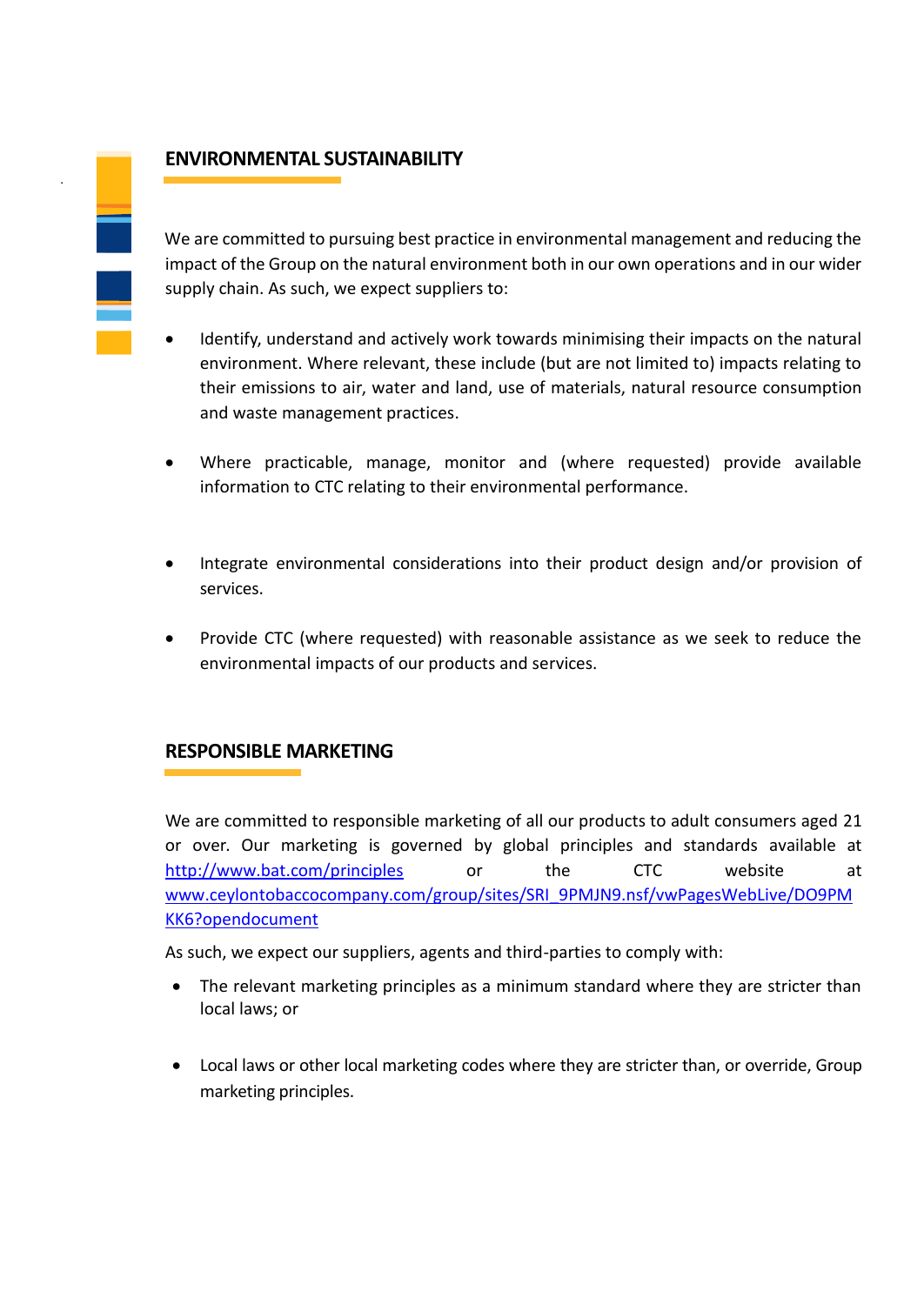## ENVIRONMENTAL SUSTAINABILITY

We are committed to pursuing best practice in environmental management and reducing the impact of the Group on the natural environment both in our own operations and in our wider supply chain. As such, we expect suppliers to:

- Identify, understand and actively work towards minimising their impacts on the natural environment. Where relevant, these include (but are not limited to) impacts relating to their emissions to air, water and land, use of materials, natural resource consumption and waste management practices.
- Where practicable, manage, monitor and (where requested) provide available information to CTC relating to their environmental performance.
- Integrate environmental considerations into their product design and/or provision of services.
- Provide CTC (where requested) with reasonable assistance as we seek to reduce the environmental impacts of our products and services.

## RESPONSIBLE MARKETING

We are committed to responsible marketing of all our products to adult consumers aged 21 or over. Our marketing is governed by global principles and standards available at http://www.bat.com/principles or the CTC website at www.ceylontobaccocompany.com/group/sites/SRI_9PMJN9.nsf/vwPagesWebLive/DO9PMKK6?opendocument

As such, we expect our suppliers, agents and third-parties to comply with:

- The relevant marketing principles as a minimum standard where they are stricter than local laws; or
- Local laws or other local marketing codes where they are stricter than, or override, Group marketing principles.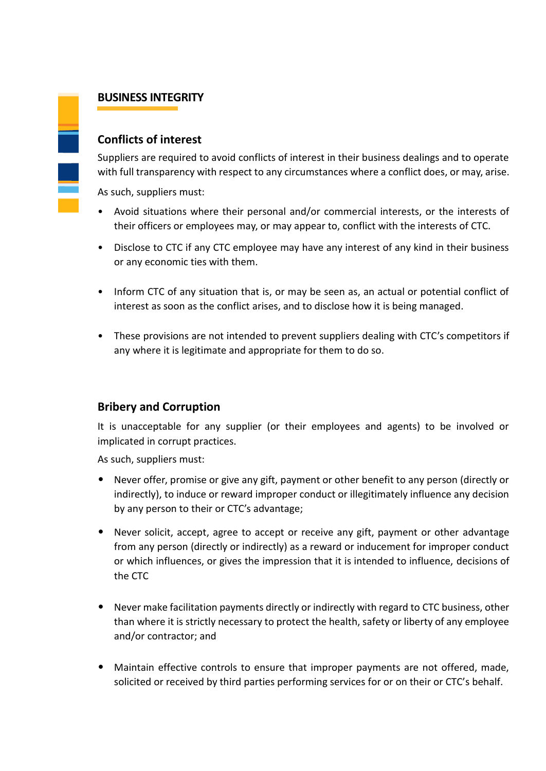## BUSINESS INTEGRITY

### Conflicts of interest

Suppliers are required to avoid conflicts of interest in their business dealings and to operate with full transparency with respect to any circumstances where a conflict does, or may, arise.

As such, suppliers must:

- Avoid situations where their personal and/or commercial interests, or the interests of their officers or employees may, or may appear to, conflict with the interests of CTC.
- Disclose to CTC if any CTC employee may have any interest of any kind in their business or any economic ties with them.
- Inform CTC of any situation that is, or may be seen as, an actual or potential conflict of interest as soon as the conflict arises, and to disclose how it is being managed.
- These provisions are not intended to prevent suppliers dealing with CTC's competitors if any where it is legitimate and appropriate for them to do so.

### Bribery and Corruption

It is unacceptable for any supplier (or their employees and agents) to be involved or implicated in corrupt practices.

As such, suppliers must:

- Never offer, promise or give any gift, payment or other benefit to any person (directly or indirectly), to induce or reward improper conduct or illegitimately influence any decision by any person to their or CTC's advantage;
- Never solicit, accept, agree to accept or receive any gift, payment or other advantage from any person (directly or indirectly) as a reward or inducement for improper conduct or which influences, or gives the impression that it is intended to influence, decisions of the CTC
- Never make facilitation payments directly or indirectly with regard to CTC business, other than where it is strictly necessary to protect the health, safety or liberty of any employee and/or contractor; and
- Maintain effective controls to ensure that improper payments are not offered, made, solicited or received by third parties performing services for or on their or CTC's behalf.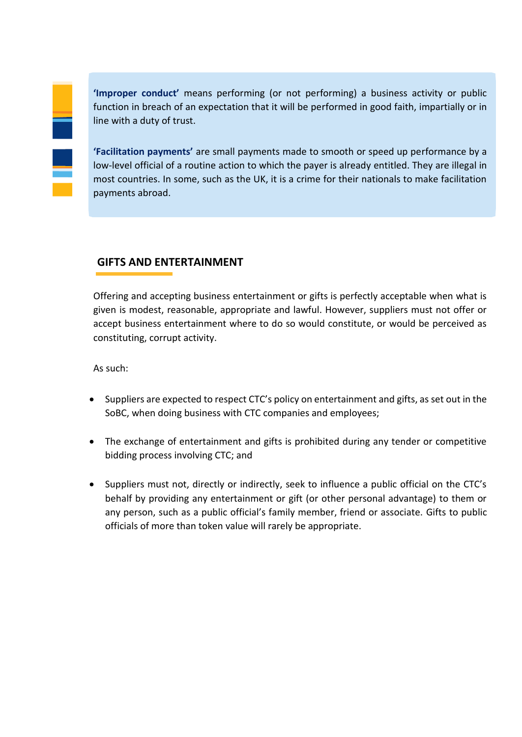**'Improper conduct'** means performing (or not performing) a business activity or public function in breach of an expectation that it will be performed in good faith, impartially or in line with a duty of trust.

**'Facilitation payments'** are small payments made to smooth or speed up performance by a low-level official of a routine action to which the payer is already entitled. They are illegal in most countries. In some, such as the UK, it is a crime for their nationals to make facilitation payments abroad.

## GIFTS AND ENTERTAINMENT

Offering and accepting business entertainment or gifts is perfectly acceptable when what is given is modest, reasonable, appropriate and lawful. However, suppliers must not offer or accept business entertainment where to do so would constitute, or would be perceived as constituting, corrupt activity.

As such:

- Suppliers are expected to respect CTC's policy on entertainment and gifts, as set out in the SoBC, when doing business with CTC companies and employees;
- The exchange of entertainment and gifts is prohibited during any tender or competitive bidding process involving CTC; and
- Suppliers must not, directly or indirectly, seek to influence a public official on the CTC's behalf by providing any entertainment or gift (or other personal advantage) to them or any person, such as a public official's family member, friend or associate. Gifts to public officials of more than token value will rarely be appropriate.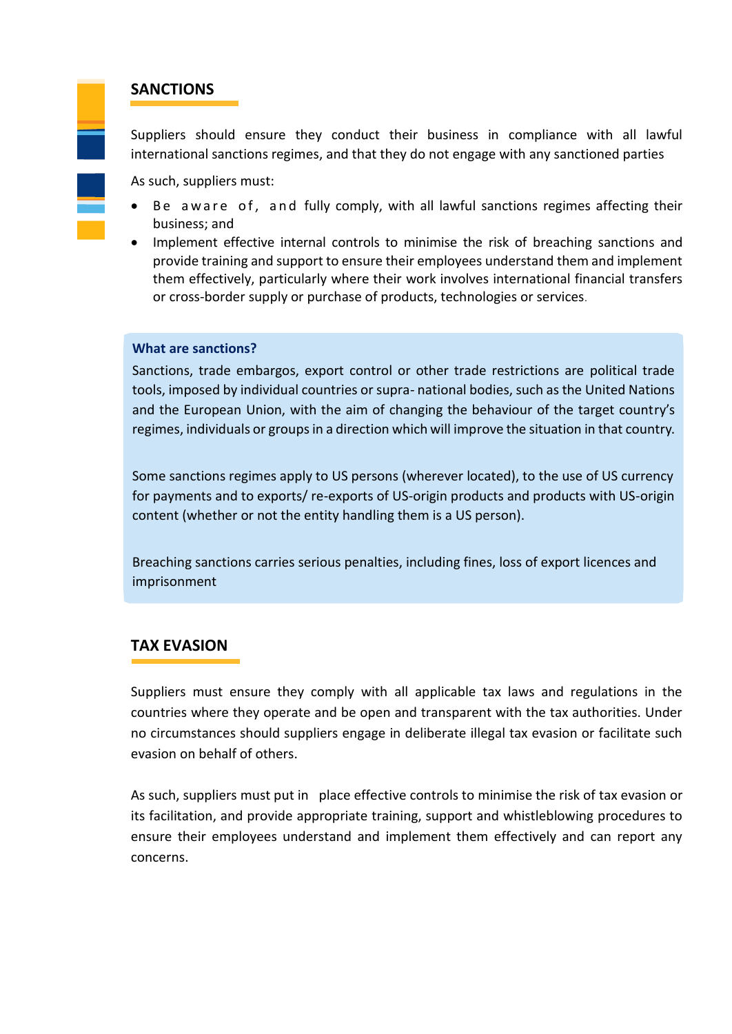## SANCTIONS

Suppliers should ensure they conduct their business in compliance with all lawful international sanctions regimes, and that they do not engage with any sanctioned parties

As such, suppliers must:

- Be aware of, and fully comply, with all lawful sanctions regimes affecting their business; and
- Implement effective internal controls to minimise the risk of breaching sanctions and provide training and support to ensure their employees understand them and implement them effectively, particularly where their work involves international financial transfers or cross-border supply or purchase of products, technologies or services.

**What are sanctions?**

Sanctions, trade embargos, export control or other trade restrictions are political trade tools, imposed by individual countries or supra- national bodies, such as the United Nations and the European Union, with the aim of changing the behaviour of the target country's regimes, individuals or groups in a direction which will improve the situation in that country.

Some sanctions regimes apply to US persons (wherever located), to the use of US currency for payments and to exports/ re-exports of US-origin products and products with US-origin content (whether or not the entity handling them is a US person).

Breaching sanctions carries serious penalties, including fines, loss of export licences and imprisonment

## TAX EVASION

Suppliers must ensure they comply with all applicable tax laws and regulations in the countries where they operate and be open and transparent with the tax authorities. Under no circumstances should suppliers engage in deliberate illegal tax evasion or facilitate such evasion on behalf of others.

As such, suppliers must put in place effective controls to minimise the risk of tax evasion or its facilitation, and provide appropriate training, support and whistleblowing procedures to ensure their employees understand and implement them effectively and can report any concerns.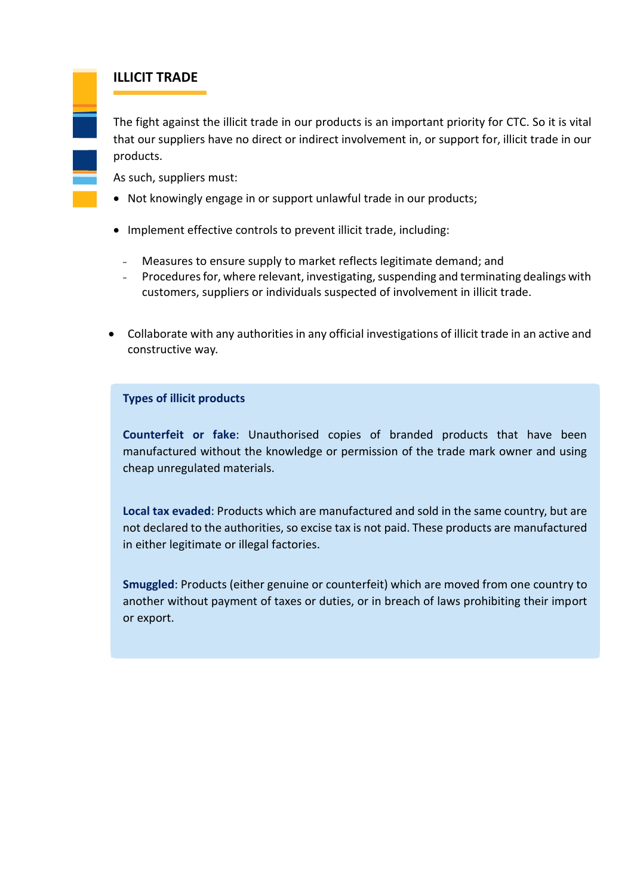## ILLICIT TRADE

The fight against the illicit trade in our products is an important priority for CTC. So it is vital that our suppliers have no direct or indirect involvement in, or support for, illicit trade in our products.

As such, suppliers must:

- Not knowingly engage in or support unlawful trade in our products;
- Implement effective controls to prevent illicit trade, including:
  - Measures to ensure supply to market reflects legitimate demand; and
  - Procedures for, where relevant, investigating, suspending and terminating dealings with customers, suppliers or individuals suspected of involvement in illicit trade.
- Collaborate with any authorities in any official investigations of illicit trade in an active and constructive way.

**Types of illicit products**

**Counterfeit or fake**: Unauthorised copies of branded products that have been manufactured without the knowledge or permission of the trade mark owner and using cheap unregulated materials.

**Local tax evaded**: Products which are manufactured and sold in the same country, but are not declared to the authorities, so excise tax is not paid. These products are manufactured in either legitimate or illegal factories.

**Smuggled**: Products (either genuine or counterfeit) which are moved from one country to another without payment of taxes or duties, or in breach of laws prohibiting their import or export.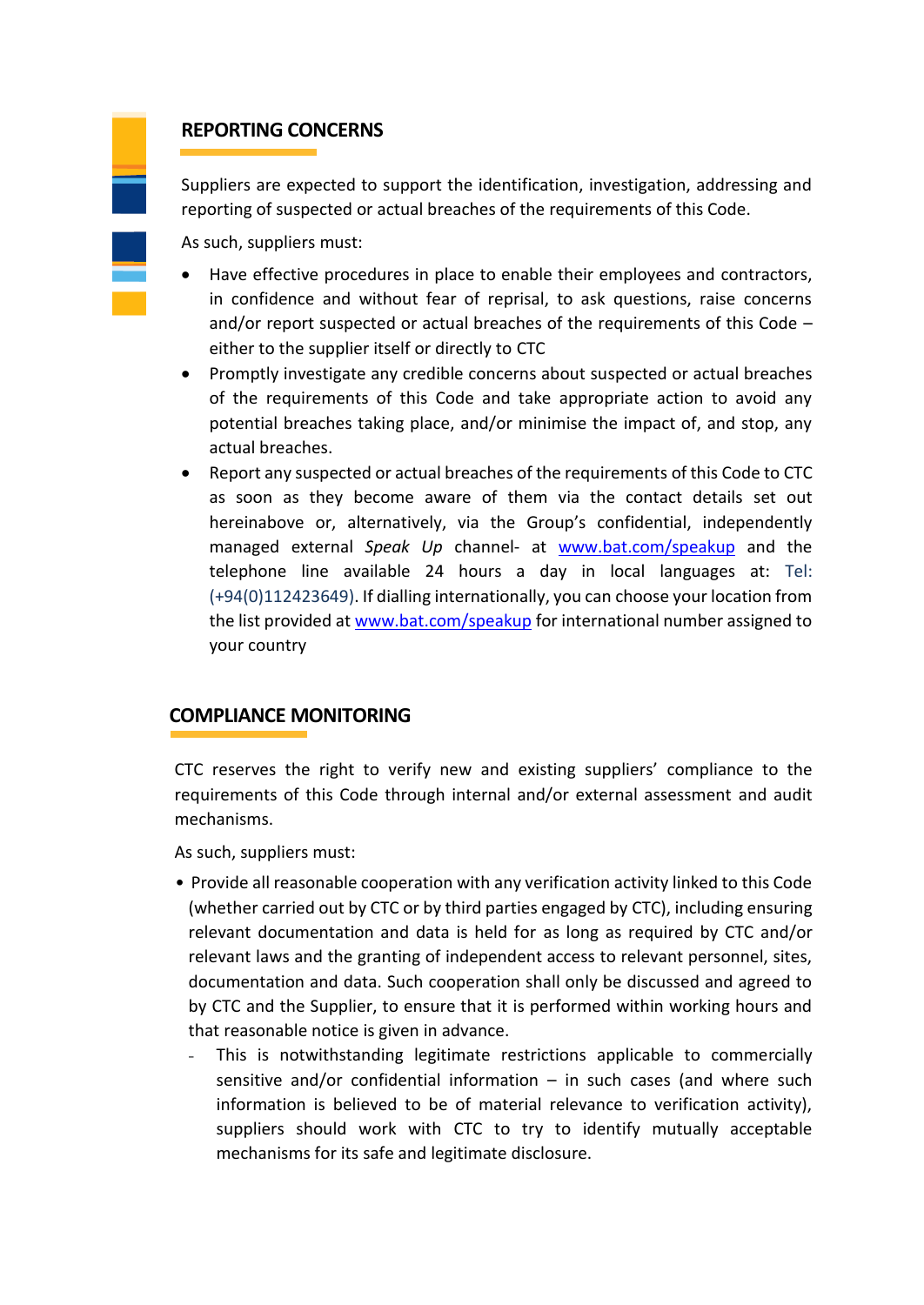## REPORTING CONCERNS

Suppliers are expected to support the identification, investigation, addressing and reporting of suspected or actual breaches of the requirements of this Code.

As such, suppliers must:

- Have effective procedures in place to enable their employees and contractors, in confidence and without fear of reprisal, to ask questions, raise concerns and/or report suspected or actual breaches of the requirements of this Code – either to the supplier itself or directly to CTC
- Promptly investigate any credible concerns about suspected or actual breaches of the requirements of this Code and take appropriate action to avoid any potential breaches taking place, and/or minimise the impact of, and stop, any actual breaches.
- Report any suspected or actual breaches of the requirements of this Code to CTC as soon as they become aware of them via the contact details set out hereinabove or, alternatively, via the Group's confidential, independently managed external *Speak Up* channel- at www.bat.com/speakup and the telephone line available 24 hours a day in local languages at: Tel: (+94(0)112423649). If dialling internationally, you can choose your location from the list provided at www.bat.com/speakup for international number assigned to your country

## COMPLIANCE MONITORING

CTC reserves the right to verify new and existing suppliers' compliance to the requirements of this Code through internal and/or external assessment and audit mechanisms.

As such, suppliers must:

- Provide all reasonable cooperation with any verification activity linked to this Code (whether carried out by CTC or by third parties engaged by CTC), including ensuring relevant documentation and data is held for as long as required by CTC and/or relevant laws and the granting of independent access to relevant personnel, sites, documentation and data. Such cooperation shall only be discussed and agreed to by CTC and the Supplier, to ensure that it is performed within working hours and that reasonable notice is given in advance.
  - This is notwithstanding legitimate restrictions applicable to commercially sensitive and/or confidential information – in such cases (and where such information is believed to be of material relevance to verification activity), suppliers should work with CTC to try to identify mutually acceptable mechanisms for its safe and legitimate disclosure.